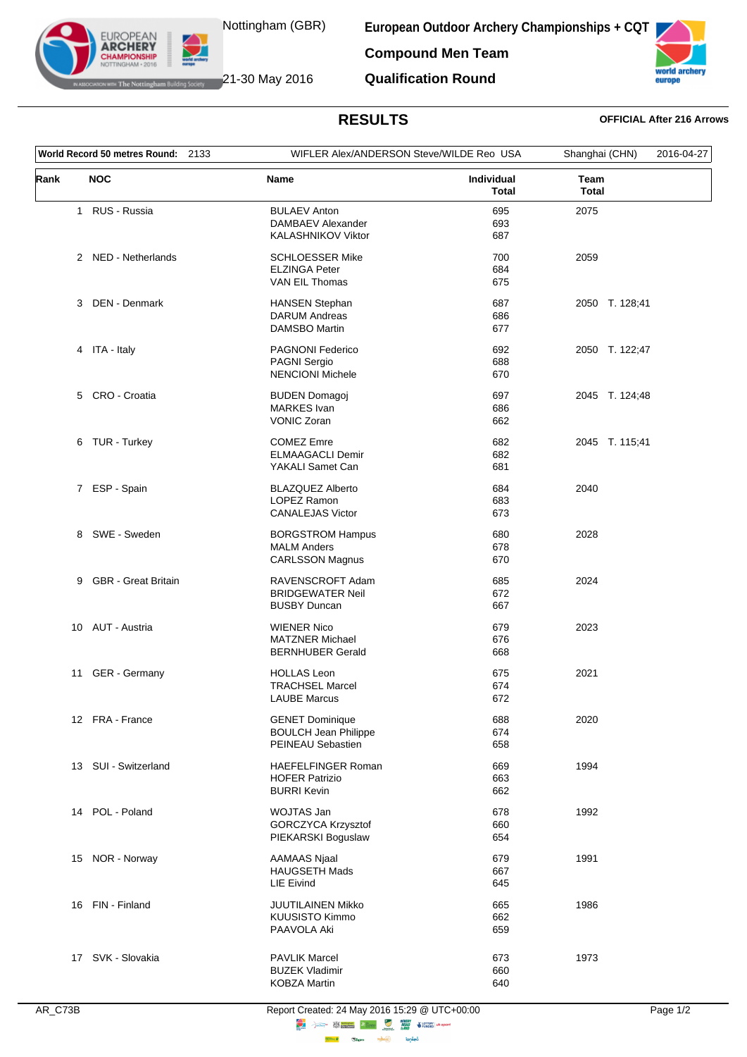Nottingham (GBR)

21-30 May 2016

**European Outdoor Archery Championships + CQT**

**Compound Men Team**

**Qualification Round**

## RESULTS

**OFFICIAL After 216 Arrows**

| **World Record 50 metres Round:** 2133 | WIFLER Alex/ANDERSON Steve/WILDE Reo USA | Shanghai (CHN) | 2016-04-27 |
|---|---|---|---|

| Rank | NOC | Name | Individual Total | Team Total |
|---|---|---|---|---|
| 1 | RUS - Russia | BULAEV Anton<br>DAMBAEV Alexander<br>KALASHNIKOV Viktor | 695<br>693<br>687 | 2075 |
| 2 | NED - Netherlands | SCHLOESSER Mike<br>ELZINGA Peter<br>VAN EIL Thomas | 700<br>684<br>675 | 2059 |
| 3 | DEN - Denmark | HANSEN Stephan<br>DARUM Andreas<br>DAMSBO Martin | 687<br>686<br>677 | 2050 T. 128;41 |
| 4 | ITA - Italy | PAGNONI Federico<br>PAGNI Sergio<br>NENCIONI Michele | 692<br>688<br>670 | 2050 T. 122;47 |
| 5 | CRO - Croatia | BUDEN Domagoj<br>MARKES Ivan<br>VONIC Zoran | 697<br>686<br>662 | 2045 T. 124;48 |
| 6 | TUR - Turkey | COMEZ Emre<br>ELMAAGACLI Demir<br>YAKALI Samet Can | 682<br>682<br>681 | 2045 T. 115;41 |
| 7 | ESP - Spain | BLAZQUEZ Alberto<br>LOPEZ Ramon<br>CANALEJAS Victor | 684<br>683<br>673 | 2040 |
| 8 | SWE - Sweden | BORGSTROM Hampus<br>MALM Anders<br>CARLSSON Magnus | 680<br>678<br>670 | 2028 |
| 9 | GBR - Great Britain | RAVENSCROFT Adam<br>BRIDGEWATER Neil<br>BUSBY Duncan | 685<br>672<br>667 | 2024 |
| 10 | AUT - Austria | WIENER Nico<br>MATZNER Michael<br>BERNHUBER Gerald | 679<br>676<br>668 | 2023 |
| 11 | GER - Germany | HOLLAS Leon<br>TRACHSEL Marcel<br>LAUBE Marcus | 675<br>674<br>672 | 2021 |
| 12 | FRA - France | GENET Dominique<br>BOULCH Jean Philippe<br>PEINEAU Sebastien | 688<br>674<br>658 | 2020 |
| 13 | SUI - Switzerland | HAEFELFINGER Roman<br>HOFER Patrizio<br>BURRI Kevin | 669<br>663<br>662 | 1994 |
| 14 | POL - Poland | WOJTAS Jan<br>GORCZYCA Krzysztof<br>PIEKARSKI Boguslaw | 678<br>660<br>654 | 1992 |
| 15 | NOR - Norway | AAMAAS Njaal<br>HAUGSETH Mads<br>LIE Eivind | 679<br>667<br>645 | 1991 |
| 16 | FIN - Finland | JUUTILAINEN Mikko<br>KUUSISTO Kimmo<br>PAAVOLA Aki | 665<br>662<br>659 | 1986 |
| 17 | SVK - Slovakia | PAVLIK Marcel<br>BUZEK Vladimir<br>KOBZA Martin | 673<br>660<br>640 | 1973 |

AR_C73B

Report Created: 24 May 2016 15:29 @ UTC+00:00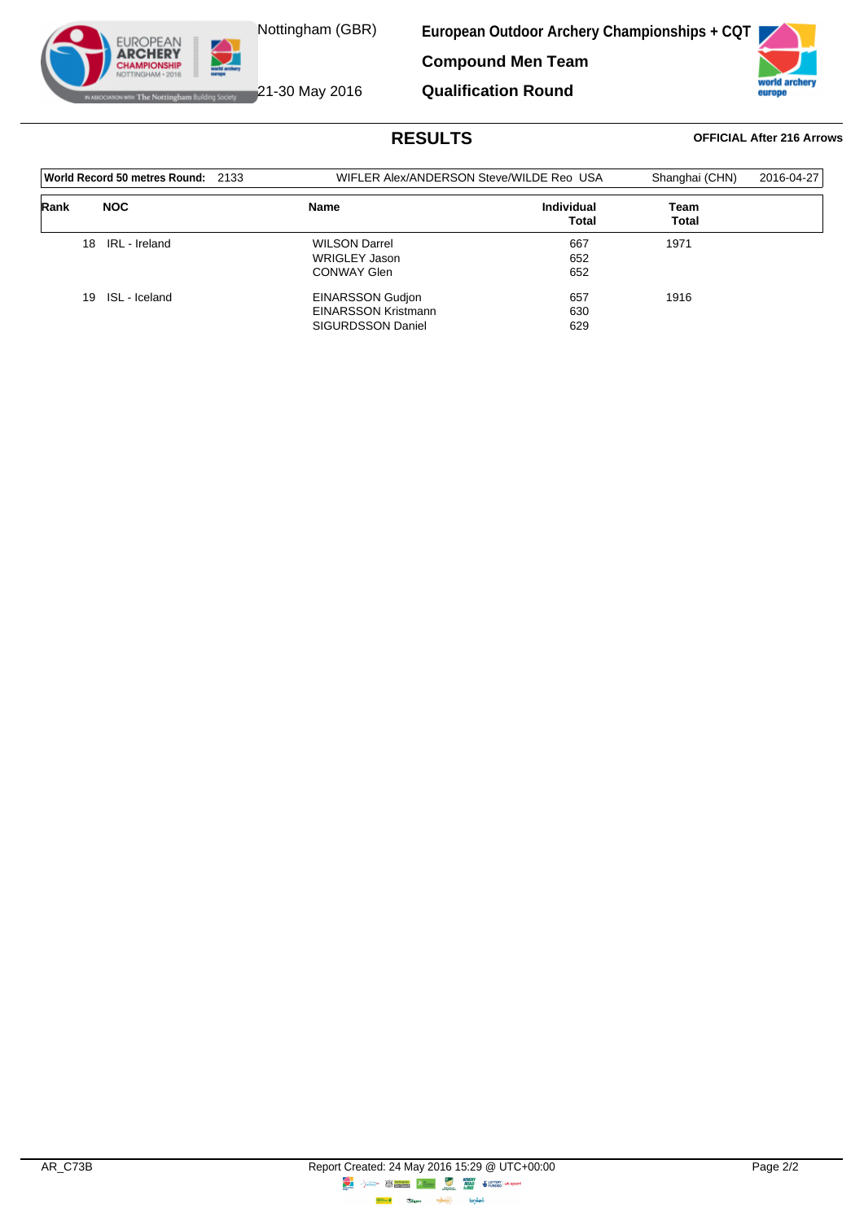Nottingham (GBR)

21-30 May 2016

**European Outdoor Archery Championships + CQT**

**Compound Men Team**

**Qualification Round**

## RESULTS

**OFFICIAL After 216 Arrows**

| **World Record 50 metres Round:** | 2133 | WIFLER Alex/ANDERSON Steve/WILDE Reo USA | Shanghai (CHN) | 2016-04-27 |
|---|---|---|---|---|

| Rank | NOC | Name | Individual Total | Team Total |
|---|---|---|---|---|
| 18 | IRL - Ireland | WILSON Darrel | 667 | 1971 |
| | | WRIGLEY Jason | 652 | |
| | | CONWAY Glen | 652 | |
| 19 | ISL - Iceland | EINARSSON Gudjon | 657 | 1916 |
| | | EINARSSON Kristmann | 630 | |
| | | SIGURDSSON Daniel | 629 | |

AR_C73B

Report Created: 24 May 2016 15:29 @ UTC+00:00